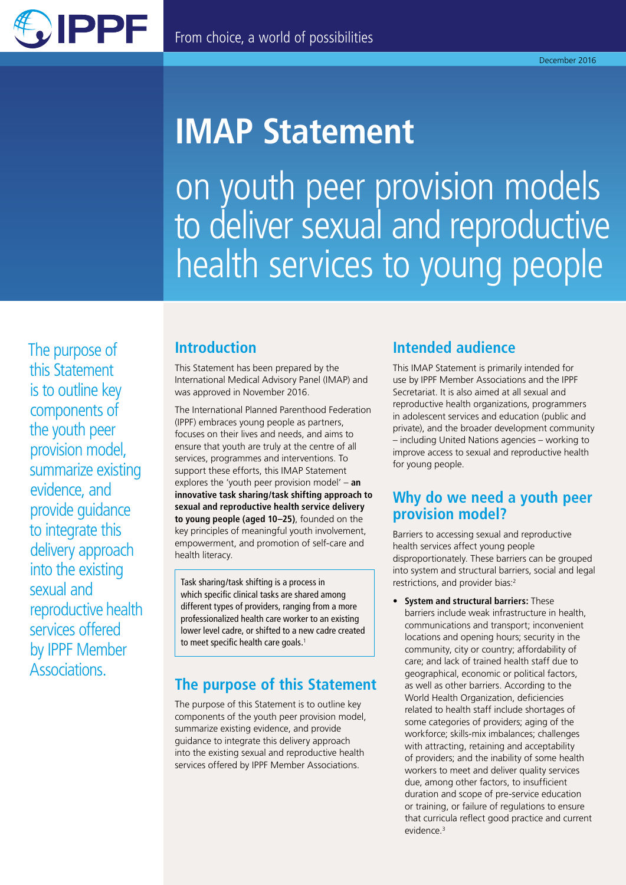IPPF

From choice, a world of possibilities

December 2016

# IMAP Statement

# on youth peer provision models to deliver sexual and reproductive health services to young people

The purpose of this Statement is to outline key components of the youth peer provision model, summarize existing evidence, and provide guidance to integrate this delivery approach into the existing sexual and reproductive health services offered by IPPF Member Associations.

## Introduction

This Statement has been prepared by the International Medical Advisory Panel (IMAP) and was approved in November 2016.

The International Planned Parenthood Federation (IPPF) embraces young people as partners, focuses on their lives and needs, and aims to ensure that youth are truly at the centre of all services, programmes and interventions. To support these efforts, this IMAP Statement explores the 'youth peer provision model' – **an innovative task sharing/task shifting approach to sexual and reproductive health service delivery to young people (aged 10–25)**, founded on the key principles of meaningful youth involvement, empowerment, and promotion of self-care and health literacy.

> Task sharing/task shifting is a process in which specific clinical tasks are shared among different types of providers, ranging from a more professionalized health care worker to an existing lower level cadre, or shifted to a new cadre created to meet specific health care goals.[1]

## The purpose of this Statement

The purpose of this Statement is to outline key components of the youth peer provision model, summarize existing evidence, and provide guidance to integrate this delivery approach into the existing sexual and reproductive health services offered by IPPF Member Associations.

## Intended audience

This IMAP Statement is primarily intended for use by IPPF Member Associations and the IPPF Secretariat. It is also aimed at all sexual and reproductive health organizations, programmers in adolescent services and education (public and private), and the broader development community – including United Nations agencies – working to improve access to sexual and reproductive health for young people.

## Why do we need a youth peer provision model?

Barriers to accessing sexual and reproductive health services affect young people disproportionately. These barriers can be grouped into system and structural barriers, social and legal restrictions, and provider bias:[2]

- **System and structural barriers:** These barriers include weak infrastructure in health, communications and transport; inconvenient locations and opening hours; security in the community, city or country; affordability of care; and lack of trained health staff due to geographical, economic or political factors, as well as other barriers. According to the World Health Organization, deficiencies related to health staff include shortages of some categories of providers; aging of the workforce; skills-mix imbalances; challenges with attracting, retaining and acceptability of providers; and the inability of some health workers to meet and deliver quality services due, among other factors, to insufficient duration and scope of pre-service education or training, or failure of regulations to ensure that curricula reflect good practice and current evidence.[3]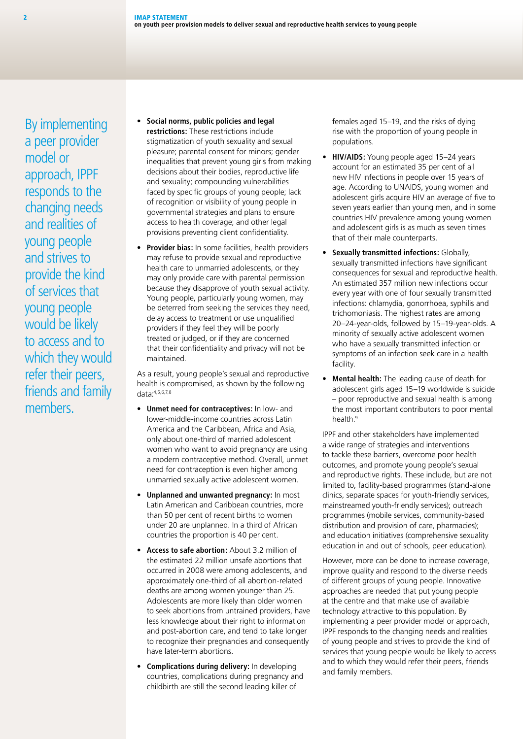By implementing a peer provider model or approach, IPPF responds to the changing needs and realities of young people and strives to provide the kind of services that young people would be likely to access and to which they would refer their peers, friends and family members.

- **Social norms, public policies and legal restrictions:** These restrictions include stigmatization of youth sexuality and sexual pleasure; parental consent for minors; gender inequalities that prevent young girls from making decisions about their bodies, reproductive life and sexuality; compounding vulnerabilities faced by specific groups of young people; lack of recognition or visibility of young people in governmental strategies and plans to ensure access to health coverage; and other legal provisions preventing client confidentiality.
- **Provider bias:** In some facilities, health providers may refuse to provide sexual and reproductive health care to unmarried adolescents, or they may only provide care with parental permission because they disapprove of youth sexual activity. Young people, particularly young women, may be deterred from seeking the services they need, delay access to treatment or use unqualified providers if they feel they will be poorly treated or judged, or if they are concerned that their confidentiality and privacy will not be maintained.

As a result, young people's sexual and reproductive health is compromised, as shown by the following data:[4,5,6,7,8]

- **Unmet need for contraceptives:** In low- and lower-middle-income countries across Latin America and the Caribbean, Africa and Asia, only about one-third of married adolescent women who want to avoid pregnancy are using a modern contraceptive method. Overall, unmet need for contraception is even higher among unmarried sexually active adolescent women.
- **Unplanned and unwanted pregnancy:** In most Latin American and Caribbean countries, more than 50 per cent of recent births to women under 20 are unplanned. In a third of African countries the proportion is 40 per cent.
- **Access to safe abortion:** About 3.2 million of the estimated 22 million unsafe abortions that occurred in 2008 were among adolescents, and approximately one-third of all abortion-related deaths are among women younger than 25. Adolescents are more likely than older women to seek abortions from untrained providers, have less knowledge about their right to information and post-abortion care, and tend to take longer to recognize their pregnancies and consequently have later-term abortions.
- **Complications during delivery:** In developing countries, complications during pregnancy and childbirth are still the second leading killer of females aged 15–19, and the risks of dying rise with the proportion of young people in populations.
- **HIV/AIDS:** Young people aged 15–24 years account for an estimated 35 per cent of all new HIV infections in people over 15 years of age. According to UNAIDS, young women and adolescent girls acquire HIV an average of five to seven years earlier than young men, and in some countries HIV prevalence among young women and adolescent girls is as much as seven times that of their male counterparts.
- **Sexually transmitted infections:** Globally, sexually transmitted infections have significant consequences for sexual and reproductive health. An estimated 357 million new infections occur every year with one of four sexually transmitted infections: chlamydia, gonorrhoea, syphilis and trichomoniasis. The highest rates are among 20–24-year-olds, followed by 15–19-year-olds. A minority of sexually active adolescent women who have a sexually transmitted infection or symptoms of an infection seek care in a health facility.
- **Mental health:** The leading cause of death for adolescent girls aged 15–19 worldwide is suicide – poor reproductive and sexual health is among the most important contributors to poor mental health.[9]

IPPF and other stakeholders have implemented a wide range of strategies and interventions to tackle these barriers, overcome poor health outcomes, and promote young people's sexual and reproductive rights. These include, but are not limited to, facility-based programmes (stand-alone clinics, separate spaces for youth-friendly services, mainstreamed youth-friendly services); outreach programmes (mobile services, community-based distribution and provision of care, pharmacies); and education initiatives (comprehensive sexuality education in and out of schools, peer education).

However, more can be done to increase coverage, improve quality and respond to the diverse needs of different groups of young people. Innovative approaches are needed that put young people at the centre and that make use of available technology attractive to this population. By implementing a peer provider model or approach, IPPF responds to the changing needs and realities of young people and strives to provide the kind of services that young people would be likely to access and to which they would refer their peers, friends and family members.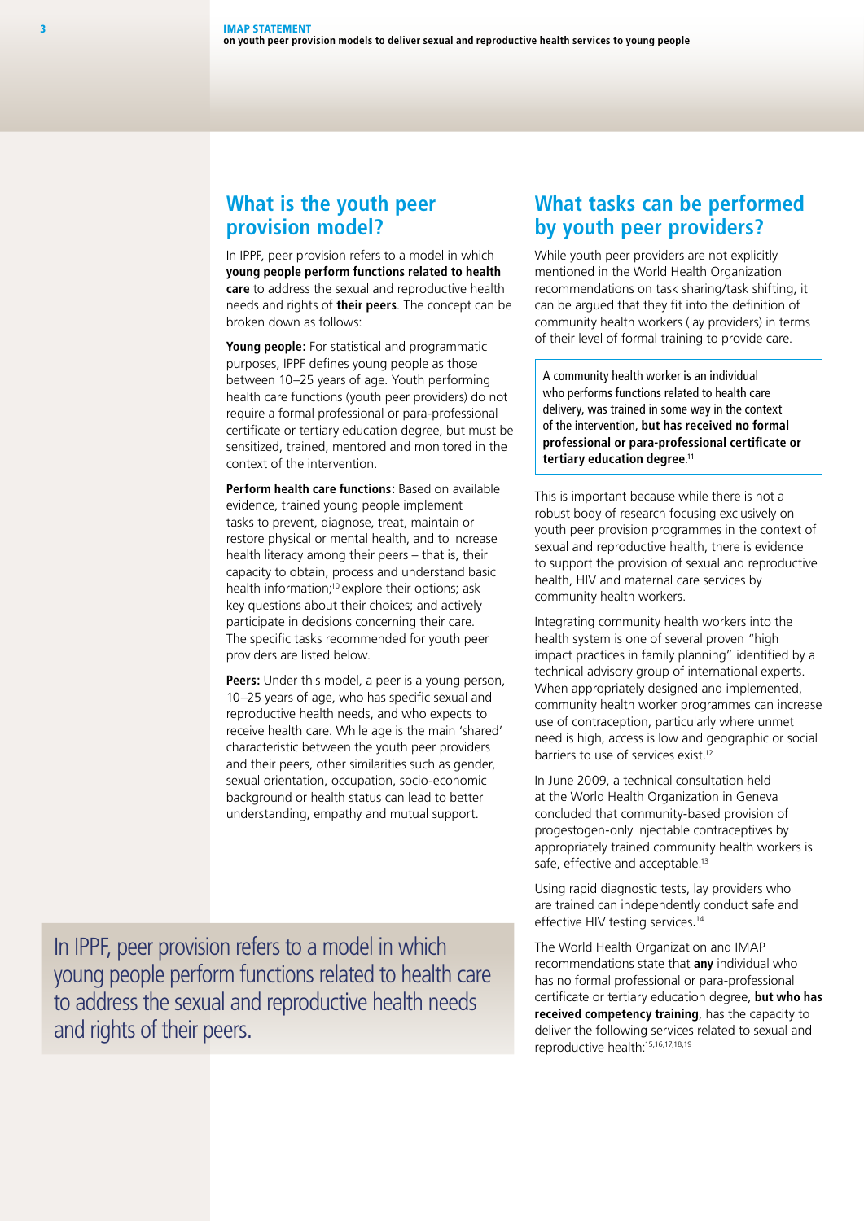## What is the youth peer provision model?

In IPPF, peer provision refers to a model in which **young people perform functions related to health care** to address the sexual and reproductive health needs and rights of **their peers**. The concept can be broken down as follows:

**Young people:** For statistical and programmatic purposes, IPPF defines young people as those between 10–25 years of age. Youth performing health care functions (youth peer providers) do not require a formal professional or para-professional certificate or tertiary education degree, but must be sensitized, trained, mentored and monitored in the context of the intervention.

**Perform health care functions:** Based on available evidence, trained young people implement tasks to prevent, diagnose, treat, maintain or restore physical or mental health, and to increase health literacy among their peers – that is, their capacity to obtain, process and understand basic health information;[10] explore their options; ask key questions about their choices; and actively participate in decisions concerning their care. The specific tasks recommended for youth peer providers are listed below.

**Peers:** Under this model, a peer is a young person, 10–25 years of age, who has specific sexual and reproductive health needs, and who expects to receive health care. While age is the main 'shared' characteristic between the youth peer providers and their peers, other similarities such as gender, sexual orientation, occupation, socio-economic background or health status can lead to better understanding, empathy and mutual support.

In IPPF, peer provision refers to a model in which young people perform functions related to health care to address the sexual and reproductive health needs and rights of their peers.

## What tasks can be performed by youth peer providers?

While youth peer providers are not explicitly mentioned in the World Health Organization recommendations on task sharing/task shifting, it can be argued that they fit into the definition of community health workers (lay providers) in terms of their level of formal training to provide care.

> A community health worker is an individual who performs functions related to health care delivery, was trained in some way in the context of the intervention, **but has received no formal professional or para-professional certificate or tertiary education degree.**[11]

This is important because while there is not a robust body of research focusing exclusively on youth peer provision programmes in the context of sexual and reproductive health, there is evidence to support the provision of sexual and reproductive health, HIV and maternal care services by community health workers.

Integrating community health workers into the health system is one of several proven "high impact practices in family planning" identified by a technical advisory group of international experts. When appropriately designed and implemented, community health worker programmes can increase use of contraception, particularly where unmet need is high, access is low and geographic or social barriers to use of services exist.[12]

In June 2009, a technical consultation held at the World Health Organization in Geneva concluded that community-based provision of progestogen-only injectable contraceptives by appropriately trained community health workers is safe, effective and acceptable.[13]

Using rapid diagnostic tests, lay providers who are trained can independently conduct safe and effective HIV testing services.[14]

The World Health Organization and IMAP recommendations state that **any** individual who has no formal professional or para-professional certificate or tertiary education degree, **but who has received competency training**, has the capacity to deliver the following services related to sexual and reproductive health:[15,16,17,18,19]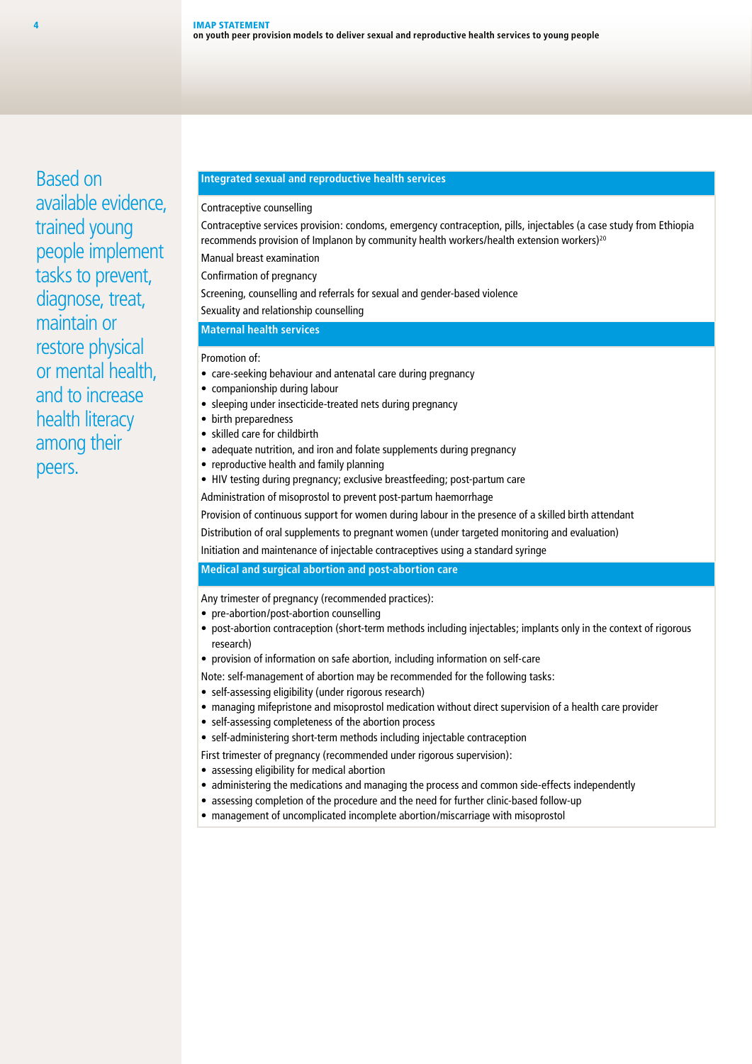Based on available evidence, trained young people implement tasks to prevent, diagnose, treat, maintain or restore physical or mental health, and to increase health literacy among their peers.

### Integrated sexual and reproductive health services

Contraceptive counselling

Contraceptive services provision: condoms, emergency contraception, pills, injectables (a case study from Ethiopia recommends provision of Implanon by community health workers/health extension workers)[20]

Manual breast examination

Confirmation of pregnancy

Screening, counselling and referrals for sexual and gender-based violence

Sexuality and relationship counselling

### Maternal health services

Promotion of:

- care-seeking behaviour and antenatal care during pregnancy
- companionship during labour
- sleeping under insecticide-treated nets during pregnancy
- birth preparedness
- skilled care for childbirth
- adequate nutrition, and iron and folate supplements during pregnancy
- reproductive health and family planning
- HIV testing during pregnancy; exclusive breastfeeding; post-partum care

Administration of misoprostol to prevent post-partum haemorrhage

Provision of continuous support for women during labour in the presence of a skilled birth attendant

Distribution of oral supplements to pregnant women (under targeted monitoring and evaluation)

Initiation and maintenance of injectable contraceptives using a standard syringe

### Medical and surgical abortion and post-abortion care

Any trimester of pregnancy (recommended practices):

- pre-abortion/post-abortion counselling
- post-abortion contraception (short-term methods including injectables; implants only in the context of rigorous research)
- provision of information on safe abortion, including information on self-care

Note: self-management of abortion may be recommended for the following tasks:

- self-assessing eligibility (under rigorous research)
- managing mifepristone and misoprostol medication without direct supervision of a health care provider
- self-assessing completeness of the abortion process
- self-administering short-term methods including injectable contraception

First trimester of pregnancy (recommended under rigorous supervision):

- assessing eligibility for medical abortion
- administering the medications and managing the process and common side-effects independently
- assessing completion of the procedure and the need for further clinic-based follow-up
- management of uncomplicated incomplete abortion/miscarriage with misoprostol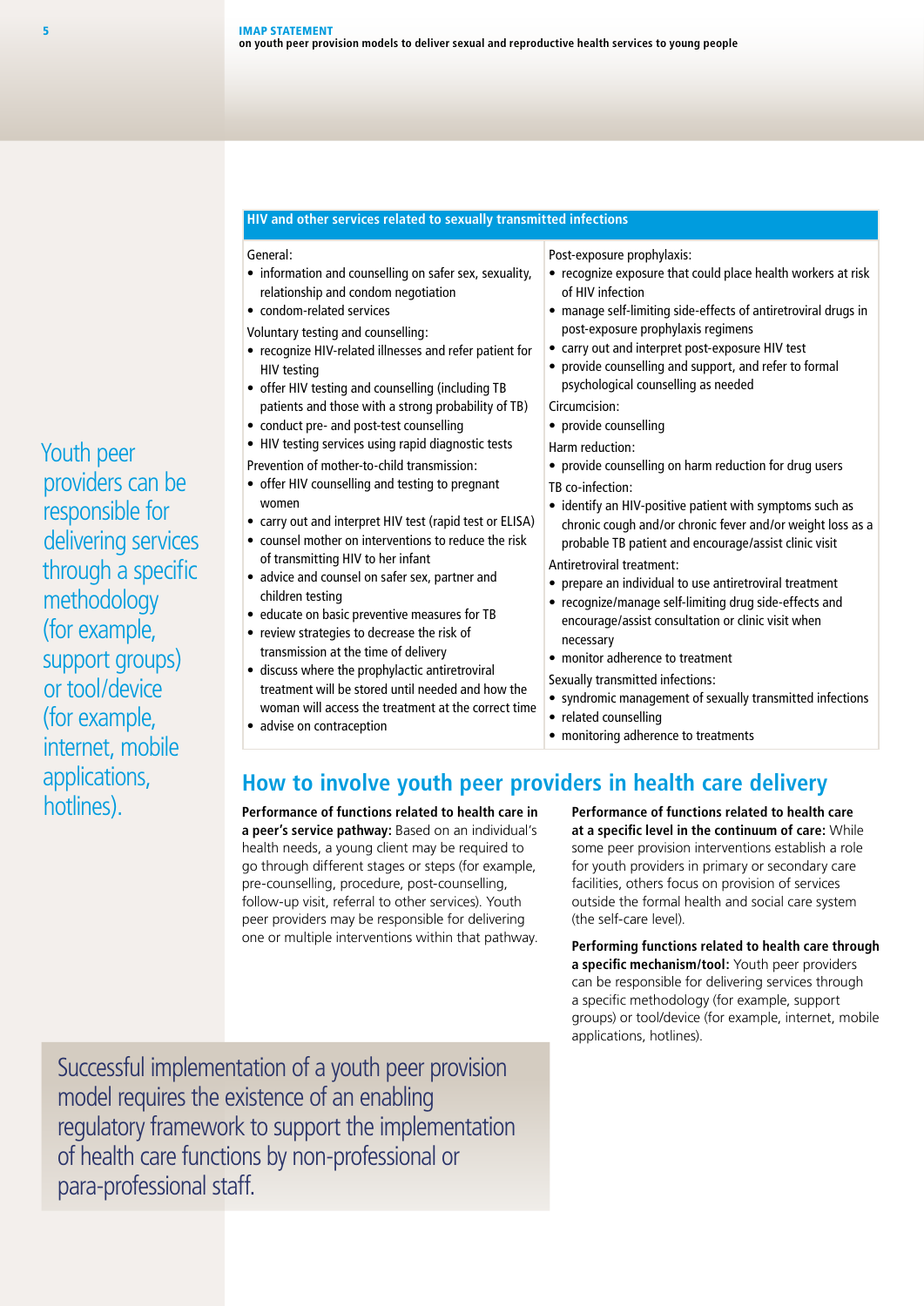| HIV and other services related to sexually transmitted infections | |
|---|---|
| General:<br>• information and counselling on safer sex, sexuality, relationship and condom negotiation<br>• condom-related services<br>Voluntary testing and counselling:<br>• recognize HIV-related illnesses and refer patient for HIV testing<br>• offer HIV testing and counselling (including TB patients and those with a strong probability of TB)<br>• conduct pre- and post-test counselling<br>• HIV testing services using rapid diagnostic tests<br>Prevention of mother-to-child transmission:<br>• offer HIV counselling and testing to pregnant women<br>• carry out and interpret HIV test (rapid test or ELISA)<br>• counsel mother on interventions to reduce the risk of transmitting HIV to her infant<br>• advice and counsel on safer sex, partner and children testing<br>• educate on basic preventive measures for TB<br>• review strategies to decrease the risk of transmission at the time of delivery<br>• discuss where the prophylactic antiretroviral treatment will be stored until needed and how the woman will access the treatment at the correct time<br>• advise on contraception | Post-exposure prophylaxis:<br>• recognize exposure that could place health workers at risk of HIV infection<br>• manage self-limiting side-effects of antiretroviral drugs in post-exposure prophylaxis regimens<br>• carry out and interpret post-exposure HIV test<br>• provide counselling and support, and refer to formal psychological counselling as needed<br>Circumcision:<br>• provide counselling<br>Harm reduction:<br>• provide counselling on harm reduction for drug users<br>TB co-infection:<br>• identify an HIV-positive patient with symptoms such as chronic cough and/or chronic fever and/or weight loss as a probable TB patient and encourage/assist clinic visit<br>Antiretroviral treatment:<br>• prepare an individual to use antiretroviral treatment<br>• recognize/manage self-limiting drug side-effects and encourage/assist consultation or clinic visit when necessary<br>• monitor adherence to treatment<br>Sexually transmitted infections:<br>• syndromic management of sexually transmitted infections<br>• related counselling<br>• monitoring adherence to treatments |

## How to involve youth peer providers in health care delivery

**Performance of functions related to health care in a peer's service pathway:** Based on an individual's health needs, a young client may be required to go through different stages or steps (for example, pre-counselling, procedure, post-counselling, follow-up visit, referral to other services). Youth peer providers may be responsible for delivering one or multiple interventions within that pathway.

**Performance of functions related to health care at a specific level in the continuum of care:** While some peer provision interventions establish a role for youth providers in primary or secondary care facilities, others focus on provision of services outside the formal health and social care system (the self-care level).

**Performing functions related to health care through a specific mechanism/tool:** Youth peer providers can be responsible for delivering services through a specific methodology (for example, support groups) or tool/device (for example, internet, mobile applications, hotlines).

> Youth peer providers can be responsible for delivering services through a specific methodology (for example, support groups) or tool/device (for example, internet, mobile applications, hotlines).

> Successful implementation of a youth peer provision model requires the existence of an enabling regulatory framework to support the implementation of health care functions by non-professional or para-professional staff.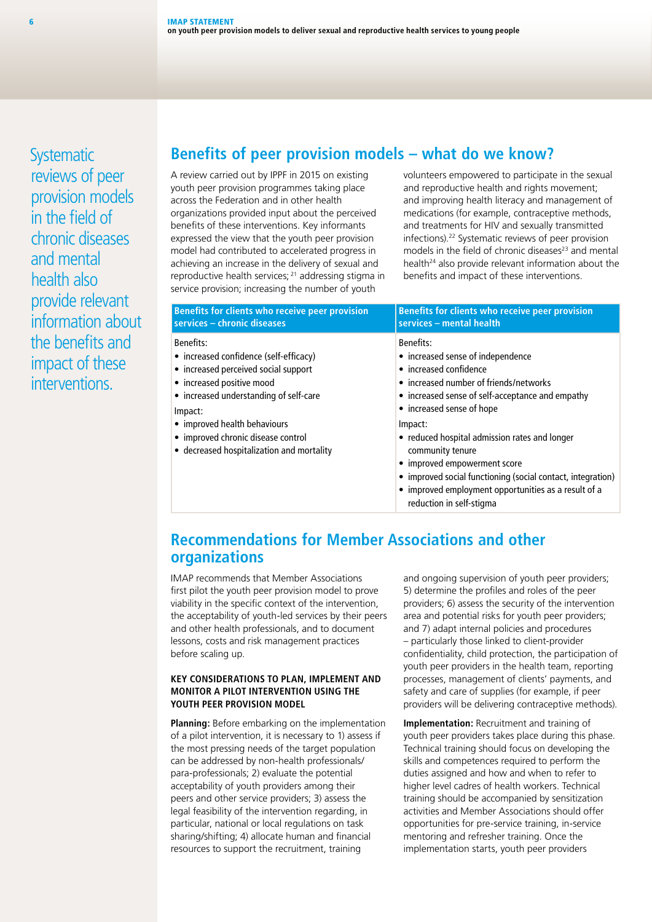Systematic reviews of peer provision models in the field of chronic diseases and mental health also provide relevant information about the benefits and impact of these interventions.

## Benefits of peer provision models – what do we know?

A review carried out by IPPF in 2015 on existing youth peer provision programmes taking place across the Federation and in other health organizations provided input about the perceived benefits of these interventions. Key informants expressed the view that the youth peer provision model had contributed to accelerated progress in achieving an increase in the delivery of sexual and reproductive health services;[21] addressing stigma in service provision; increasing the number of youth volunteers empowered to participate in the sexual and reproductive health and rights movement; and improving health literacy and management of medications (for example, contraceptive methods, and treatments for HIV and sexually transmitted infections).[22] Systematic reviews of peer provision models in the field of chronic diseases[23] and mental health[24] also provide relevant information about the benefits and impact of these interventions.

| Benefits for clients who receive peer provision services – chronic diseases | Benefits for clients who receive peer provision services – mental health |
|---|---|
| Benefits:<br>• increased confidence (self-efficacy)<br>• increased perceived social support<br>• increased positive mood<br>• increased understanding of self-care<br>Impact:<br>• improved health behaviours<br>• improved chronic disease control<br>• decreased hospitalization and mortality | Benefits:<br>• increased sense of independence<br>• increased confidence<br>• increased number of friends/networks<br>• increased sense of self-acceptance and empathy<br>• increased sense of hope<br>Impact:<br>• reduced hospital admission rates and longer community tenure<br>• improved empowerment score<br>• improved social functioning (social contact, integration)<br>• improved employment opportunities as a result of a reduction in self-stigma |

## Recommendations for Member Associations and other organizations

IMAP recommends that Member Associations first pilot the youth peer provision model to prove viability in the specific context of the intervention, the acceptability of youth-led services by their peers and other health professionals, and to document lessons, costs and risk management practices before scaling up.

### KEY CONSIDERATIONS TO PLAN, IMPLEMENT AND MONITOR A PILOT INTERVENTION USING THE YOUTH PEER PROVISION MODEL

**Planning:** Before embarking on the implementation of a pilot intervention, it is necessary to 1) assess if the most pressing needs of the target population can be addressed by non-health professionals/para-professionals; 2) evaluate the potential acceptability of youth providers among their peers and other service providers; 3) assess the legal feasibility of the intervention regarding, in particular, national or local regulations on task sharing/shifting; 4) allocate human and financial resources to support the recruitment, training and ongoing supervision of youth peer providers; 5) determine the profiles and roles of the peer providers; 6) assess the security of the intervention area and potential risks for youth peer providers; and 7) adapt internal policies and procedures – particularly those linked to client-provider confidentiality, child protection, the participation of youth peer providers in the health team, reporting processes, management of clients' payments, and safety and care of supplies (for example, if peer providers will be delivering contraceptive methods).

**Implementation:** Recruitment and training of youth peer providers takes place during this phase. Technical training should focus on developing the skills and competences required to perform the duties assigned and how and when to refer to higher level cadres of health workers. Technical training should be accompanied by sensitization activities and Member Associations should offer opportunities for pre-service training, in-service mentoring and refresher training. Once the implementation starts, youth peer providers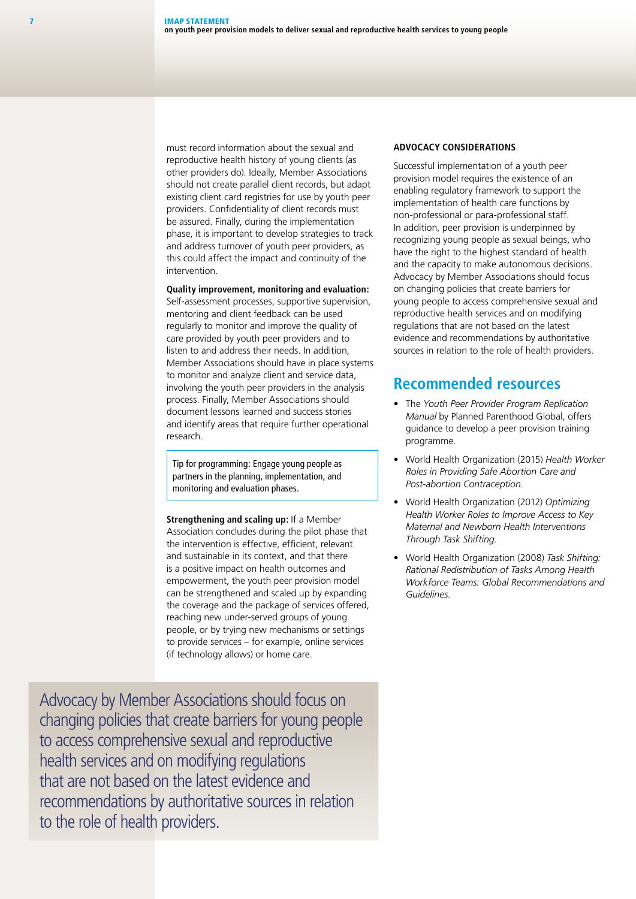must record information about the sexual and reproductive health history of young clients (as other providers do). Ideally, Member Associations should not create parallel client records, but adapt existing client card registries for use by youth peer providers. Confidentiality of client records must be assured. Finally, during the implementation phase, it is important to develop strategies to track and address turnover of youth peer providers, as this could affect the impact and continuity of the intervention.

**Quality improvement, monitoring and evaluation:** Self-assessment processes, supportive supervision, mentoring and client feedback can be used regularly to monitor and improve the quality of care provided by youth peer providers and to listen to and address their needs. In addition, Member Associations should have in place systems to monitor and analyze client and service data, involving the youth peer providers in the analysis process. Finally, Member Associations should document lessons learned and success stories and identify areas that require further operational research.

> Tip for programming: Engage young people as partners in the planning, implementation, and monitoring and evaluation phases.

**Strengthening and scaling up:** If a Member Association concludes during the pilot phase that the intervention is effective, efficient, relevant and sustainable in its context, and that there is a positive impact on health outcomes and empowerment, the youth peer provision model can be strengthened and scaled up by expanding the coverage and the package of services offered, reaching new under-served groups of young people, or by trying new mechanisms or settings to provide services – for example, online services (if technology allows) or home care.

> Advocacy by Member Associations should focus on changing policies that create barriers for young people to access comprehensive sexual and reproductive health services and on modifying regulations that are not based on the latest evidence and recommendations by authoritative sources in relation to the role of health providers.

### ADVOCACY CONSIDERATIONS

Successful implementation of a youth peer provision model requires the existence of an enabling regulatory framework to support the implementation of health care functions by non-professional or para-professional staff. In addition, peer provision is underpinned by recognizing young people as sexual beings, who have the right to the highest standard of health and the capacity to make autonomous decisions. Advocacy by Member Associations should focus on changing policies that create barriers for young people to access comprehensive sexual and reproductive health services and on modifying regulations that are not based on the latest evidence and recommendations by authoritative sources in relation to the role of health providers.

## Recommended resources

- The *Youth Peer Provider Program Replication Manual* by Planned Parenthood Global, offers guidance to develop a peer provision training programme.
- World Health Organization (2015) *Health Worker Roles in Providing Safe Abortion Care and Post-abortion Contraception.*
- World Health Organization (2012) *Optimizing Health Worker Roles to Improve Access to Key Maternal and Newborn Health Interventions Through Task Shifting.*
- World Health Organization (2008) *Task Shifting: Rational Redistribution of Tasks Among Health Workforce Teams: Global Recommendations and Guidelines.*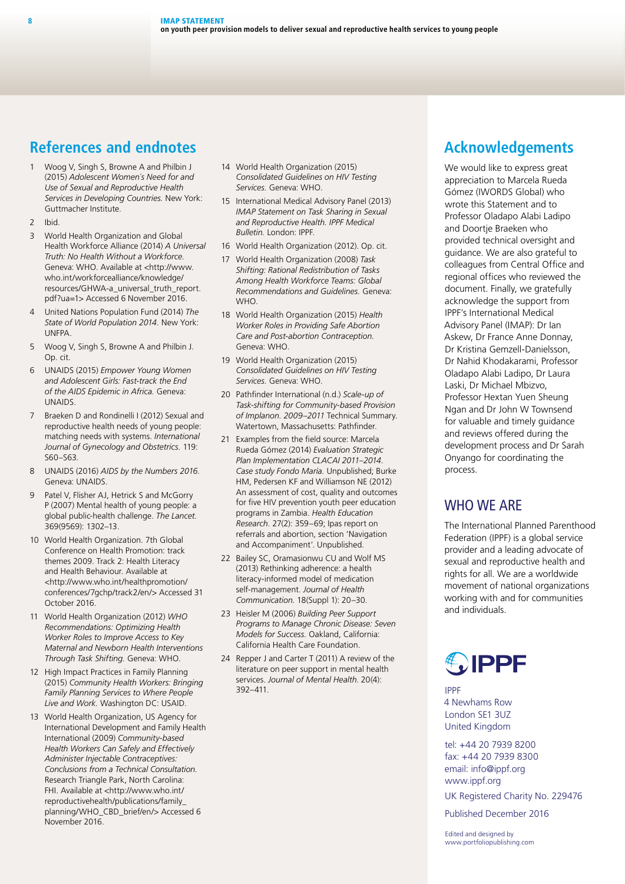## References and endnotes

1. Woog V, Singh S, Browne A and Philbin J (2015) *Adolescent Women's Need for and Use of Sexual and Reproductive Health Services in Developing Countries.* New York: Guttmacher Institute.
2. Ibid.
3. World Health Organization and Global Health Workforce Alliance (2014) *A Universal Truth: No Health Without a Workforce.* Geneva: WHO. Available at <http://www.who.int/workforcealliance/knowledge/resources/GHWA-a_universal_truth_report.pdf?ua=1> Accessed 6 November 2016.
4. United Nations Population Fund (2014) *The State of World Population 2014.* New York: UNFPA.
5. Woog V, Singh S, Browne A and Philbin J. Op. cit.
6. UNAIDS (2015) *Empower Young Women and Adolescent Girls: Fast-track the End of the AIDS Epidemic in Africa.* Geneva: UNAIDS.
7. Braeken D and Rondinelli I (2012) Sexual and reproductive health needs of young people: matching needs with systems. *International Journal of Gynecology and Obstetrics.* 119: S60–S63.
8. UNAIDS (2016) *AIDS by the Numbers 2016.* Geneva: UNAIDS.
9. Patel V, Flisher AJ, Hetrick S and McGorry P (2007) Mental health of young people: a global public-health challenge. *The Lancet.* 369(9569): 1302–13.
10. World Health Organization. 7th Global Conference on Health Promotion: track themes 2009. Track 2: Health Literacy and Health Behaviour. Available at <http://www.who.int/healthpromotion/conferences/7gchp/track2/en/> Accessed 31 October 2016.
11. World Health Organization (2012) *WHO Recommendations: Optimizing Health Worker Roles to Improve Access to Key Maternal and Newborn Health Interventions Through Task Shifting.* Geneva: WHO.
12. High Impact Practices in Family Planning (2015) *Community Health Workers: Bringing Family Planning Services to Where People Live and Work.* Washington DC: USAID.
13. World Health Organization, US Agency for International Development and Family Health International (2009) *Community-based Health Workers Can Safely and Effectively Administer Injectable Contraceptives: Conclusions from a Technical Consultation.* Research Triangle Park, North Carolina: FHI. Available at <http://www.who.int/reproductivehealth/publications/family_planning/WHO_CBD_brief/en/> Accessed 6 November 2016.
14. World Health Organization (2015) *Consolidated Guidelines on HIV Testing Services.* Geneva: WHO.
15. International Medical Advisory Panel (2013) *IMAP Statement on Task Sharing in Sexual and Reproductive Health. IPPF Medical Bulletin.* London: IPPF.
16. World Health Organization (2012). Op. cit.
17. World Health Organization (2008) *Task Shifting: Rational Redistribution of Tasks Among Health Workforce Teams: Global Recommendations and Guidelines.* Geneva: WHO.
18. World Health Organization (2015) *Health Worker Roles in Providing Safe Abortion Care and Post-abortion Contraception.* Geneva: WHO.
19. World Health Organization (2015) *Consolidated Guidelines on HIV Testing Services.* Geneva: WHO.
20. Pathfinder International (n.d.) *Scale-up of Task-shifting for Community-based Provision of Implanon. 2009–2011* Technical Summary. Watertown, Massachusetts: Pathfinder.
21. Examples from the field source: Marcela Rueda Gómez (2014) *Evaluation Strategic Plan Implementation CLACAI 2011–2014. Case study Fondo María.* Unpublished; Burke HM, Pedersen KF and Williamson NE (2012) An assessment of cost, quality and outcomes for five HIV prevention youth peer education programs in Zambia. *Health Education Research.* 27(2): 359–69; Ipas report on referrals and abortion, section 'Navigation and Accompaniment'. Unpublished.
22. Bailey SC, Oramasionwu CU and Wolf MS (2013) Rethinking adherence: a health literacy-informed model of medication self-management. *Journal of Health Communication.* 18(Suppl 1): 20–30.
23. Heisler M (2006) *Building Peer Support Programs to Manage Chronic Disease: Seven Models for Success.* Oakland, California: California Health Care Foundation.
24. Repper J and Carter T (2011) A review of the literature on peer support in mental health services. *Journal of Mental Health.* 20(4): 392–411.

## Acknowledgements

We would like to express great appreciation to Marcela Rueda Gómez (IWORDS Global) who wrote this Statement and to Professor Oladapo Alabi Ladipo and Doortje Braeken who provided technical oversight and guidance. We are also grateful to colleagues from Central Office and regional offices who reviewed the document. Finally, we gratefully acknowledge the support from IPPF's International Medical Advisory Panel (IMAP): Dr Ian Askew, Dr France Anne Donnay, Dr Kristina Gemzell-Danielsson, Dr Nahid Khodakarami, Professor Oladapo Alabi Ladipo, Dr Laura Laski, Dr Michael Mbizvo, Professor Hextan Yuen Sheung Ngan and Dr John W Townsend for valuable and timely guidance and reviews offered during the development process and Dr Sarah Onyango for coordinating the process.

## WHO WE ARE

The International Planned Parenthood Federation (IPPF) is a global service provider and a leading advocate of sexual and reproductive health and rights for all. We are a worldwide movement of national organizations working with and for communities and individuals.

IPPF

IPPF
4 Newhams Row
London SE1 3UZ
United Kingdom

tel: +44 20 7939 8200
fax: +44 20 7939 8300
email: info@ippf.org
www.ippf.org

UK Registered Charity No. 229476

Published December 2016

Edited and designed by www.portfoliopublishing.com